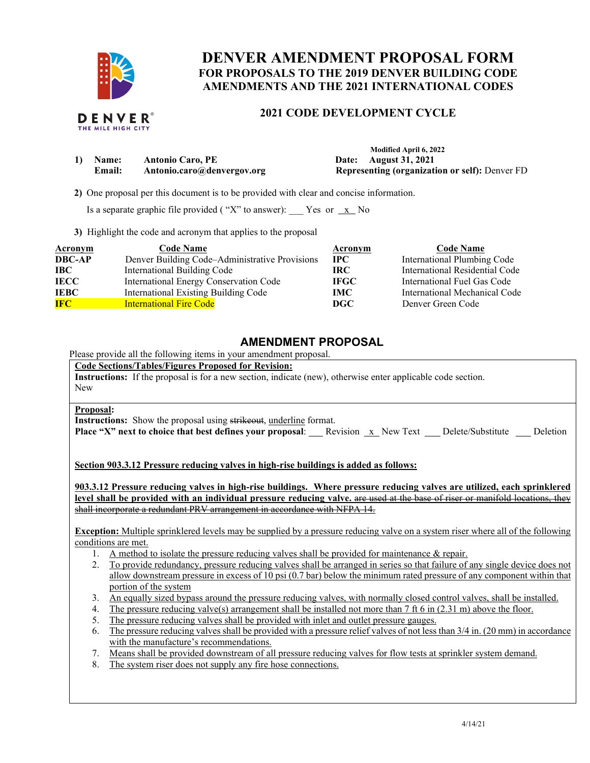# DENVER AMENDMENT PROPOSAL FORM
## FOR PROPOSALS TO THE 2019 DENVER BUILDING CODE AMENDMENTS AND THE 2021 INTERNATIONAL CODES

### 2021 CODE DEVELOPMENT CYCLE

**Modified April 6, 2022**

**1) Name:** **Antonio Caro, PE**
**Email:** **Antonio.caro@denvergov.org**

**Date:** **August 31, 2021**
**Representing (organization or self):** Denver FD

**2)** One proposal per this document is to be provided with clear and concise information.

Is a separate graphic file provided ( "X" to answer): ___ Yes or _x_ No

**3)** Highlight the code and acronym that applies to the proposal

| Acronym | Code Name | Acronym | Code Name |
|---|---|---|---|
| **DBC-AP** | Denver Building Code–Administrative Provisions | **IPC** | International Plumbing Code |
| **IBC** | International Building Code | **IRC** | International Residential Code |
| **IECC** | International Energy Conservation Code | **IFGC** | International Fuel Gas Code |
| **IEBC** | International Existing Building Code | **IMC** | International Mechanical Code |
| **IFC** (highlighted) | International Fire Code (highlighted) | **DGC** | Denver Green Code |

## AMENDMENT PROPOSAL

Please provide all the following items in your amendment proposal.

**Code Sections/Tables/Figures Proposed for Revision:**
**Instructions:** If the proposal is for a new section, indicate (new), otherwise enter applicable code section.
New

**Proposal:**
**Instructions:** Show the proposal using ~~strikeout~~, <u>underline</u> format.
**Place "X" next to choice that best defines your proposal**: ___ Revision _x_ New Text ___ Delete/Substitute ___ Deletion

<u>**Section 903.3.12 Pressure reducing valves in high-rise buildings is added as follows:**</u>

<u>**903.3.12 Pressure reducing valves in high-rise buildings. Where pressure reducing valves are utilized, each sprinklered level shall be provided with an individual pressure reducing valve.**</u> ~~are used at the base of riser or manifold locations, they shall incorporate a redundant PRV arrangement in accordance with NFPA 14.~~

<u>**Exception:** Multiple sprinklered levels may be supplied by a pressure reducing valve on a system riser where all of the following conditions are met.</u>

1. <u>A method to isolate the pressure reducing valves shall be provided for maintenance & repair.</u>
2. <u>To provide redundancy, pressure reducing valves shall be arranged in series so that failure of any single device does not allow downstream pressure in excess of 10 psi (0.7 bar) below the minimum rated pressure of any component within that portion of the system</u>
3. <u>An equally sized bypass around the pressure reducing valves, with normally closed control valves, shall be installed.</u>
4. <u>The pressure reducing valve(s) arrangement shall be installed not more than 7 ft 6 in (2.31 m) above the floor.</u>
5. <u>The pressure reducing valves shall be provided with inlet and outlet pressure gauges.</u>
6. <u>The pressure reducing valves shall be provided with a pressure relief valves of not less than 3/4 in. (20 mm) in accordance with the manufacture's recommendations.</u>
7. <u>Means shall be provided downstream of all pressure reducing valves for flow tests at sprinkler system demand.</u>
8. <u>The system riser does not supply any fire hose connections.</u>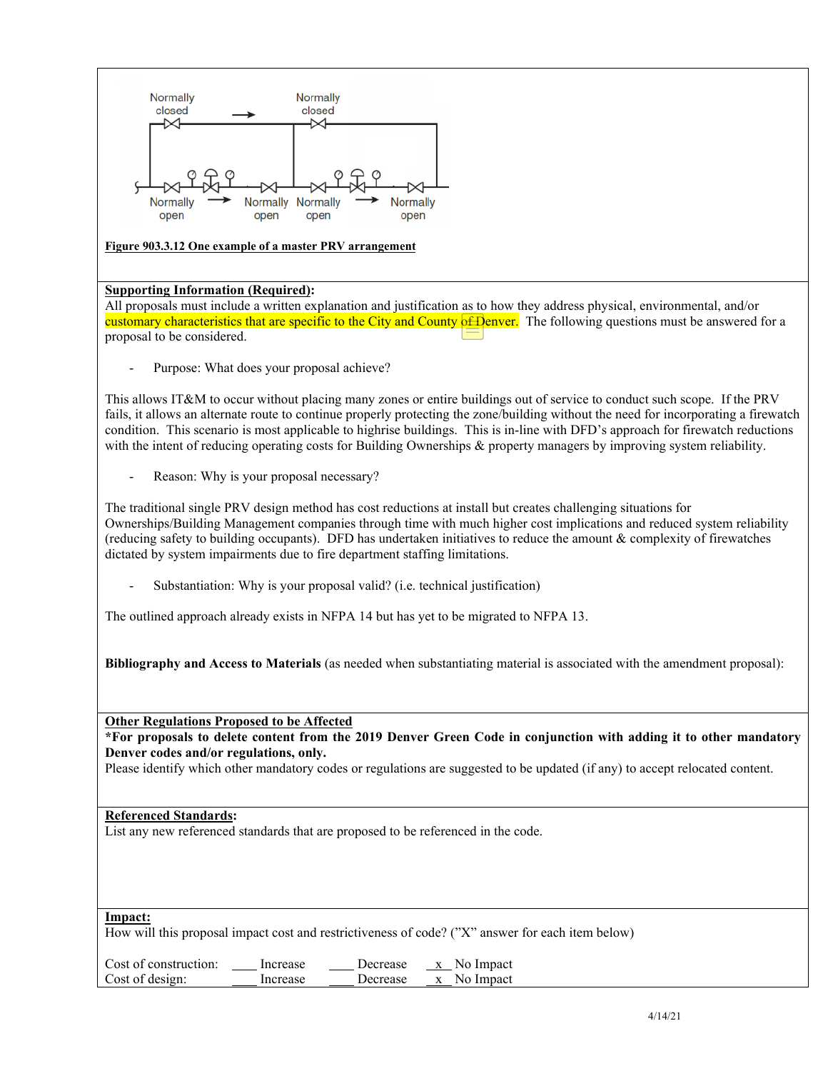Normally closed → Normally closed

Normally open → Normally open Normally open → Normally open

**Figure 903.3.12 One example of a master PRV arrangement**

**Supporting Information (Required):**
All proposals must include a written explanation and justification as to how they address physical, environmental, and/or customary characteristics that are specific to the City and County of Denver. The following questions must be answered for a proposal to be considered.

- Purpose: What does your proposal achieve?

This allows IT&M to occur without placing many zones or entire buildings out of service to conduct such scope. If the PRV fails, it allows an alternate route to continue properly protecting the zone/building without the need for incorporating a firewatch condition. This scenario is most applicable to highrise buildings. This is in-line with DFD's approach for firewatch reductions with the intent of reducing operating costs for Building Ownerships & property managers by improving system reliability.

- Reason: Why is your proposal necessary?

The traditional single PRV design method has cost reductions at install but creates challenging situations for Ownerships/Building Management companies through time with much higher cost implications and reduced system reliability (reducing safety to building occupants). DFD has undertaken initiatives to reduce the amount & complexity of firewatches dictated by system impairments due to fire department staffing limitations.

- Substantiation: Why is your proposal valid? (i.e. technical justification)

The outlined approach already exists in NFPA 14 but has yet to be migrated to NFPA 13.

**Bibliography and Access to Materials** (as needed when substantiating material is associated with the amendment proposal):

**Other Regulations Proposed to be Affected**
**\*For proposals to delete content from the 2019 Denver Green Code in conjunction with adding it to other mandatory Denver codes and/or regulations, only.**
Please identify which other mandatory codes or regulations are suggested to be updated (if any) to accept relocated content.

**Referenced Standards:**
List any new referenced standards that are proposed to be referenced in the code.

**Impact:**
How will this proposal impact cost and restrictiveness of code? ("X" answer for each item below)

Cost of construction: ____ Increase ____ Decrease _x_ No Impact
Cost of design: ____ Increase ____ Decrease _x_ No Impact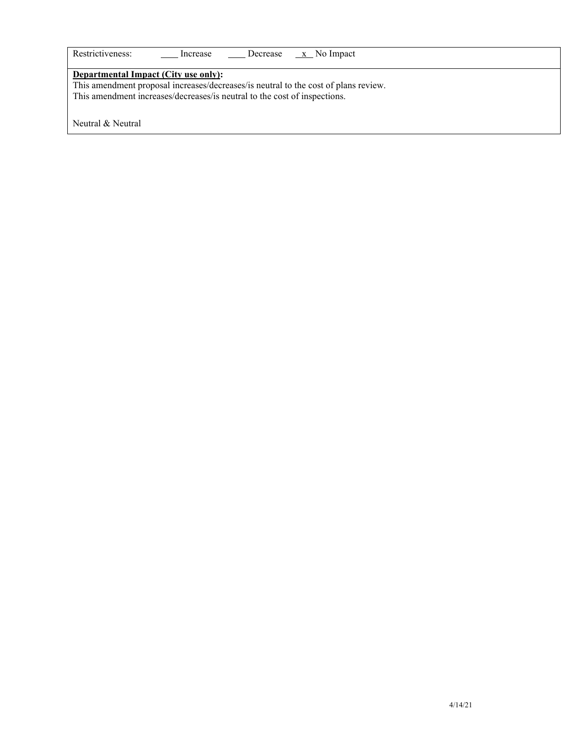Restrictiveness: ____ Increase ____ Decrease __x__ No Impact

**Departmental Impact (City use only):**

This amendment proposal increases/decreases/is neutral to the cost of plans review.
This amendment increases/decreases/is neutral to the cost of inspections.

Neutral & Neutral

4/14/21